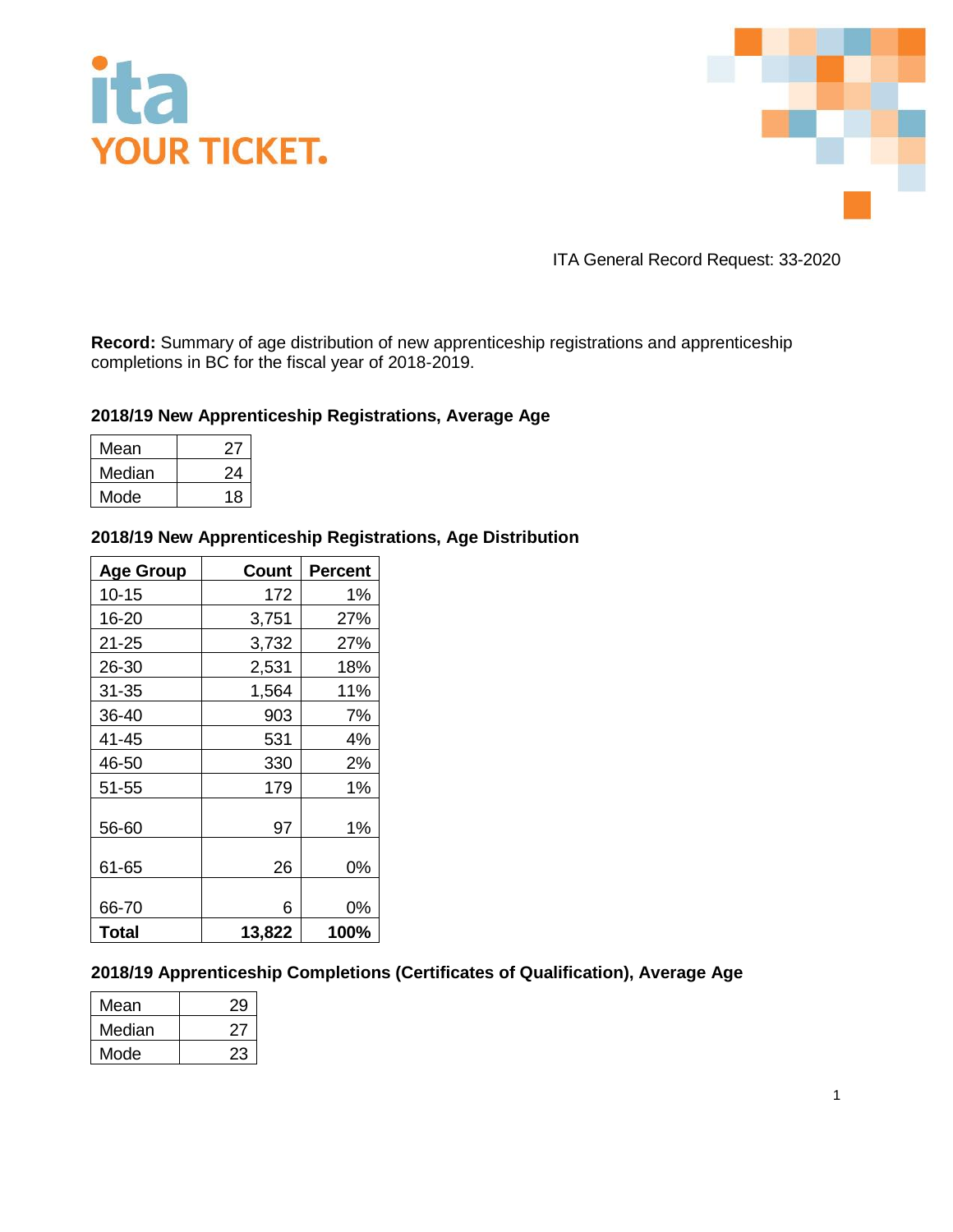ita
YOUR TICKET.

ITA General Record Request: 33-2020

**Record:** Summary of age distribution of new apprenticeship registrations and apprenticeship completions in BC for the fiscal year of 2018-2019.

### 2018/19 New Apprenticeship Registrations, Average Age

| | |
|---|---|
| Mean | 27 |
| Median | 24 |
| Mode | 18 |

### 2018/19 New Apprenticeship Registrations, Age Distribution

| Age Group | Count | Percent |
|---|---|---|
| 10-15 | 172 | 1% |
| 16-20 | 3,751 | 27% |
| 21-25 | 3,732 | 27% |
| 26-30 | 2,531 | 18% |
| 31-35 | 1,564 | 11% |
| 36-40 | 903 | 7% |
| 41-45 | 531 | 4% |
| 46-50 | 330 | 2% |
| 51-55 | 179 | 1% |
| 56-60 | 97 | 1% |
| 61-65 | 26 | 0% |
| 66-70 | 6 | 0% |
| **Total** | **13,822** | **100%** |

### 2018/19 Apprenticeship Completions (Certificates of Qualification), Average Age

| | |
|---|---|
| Mean | 29 |
| Median | 27 |
| Mode | 23 |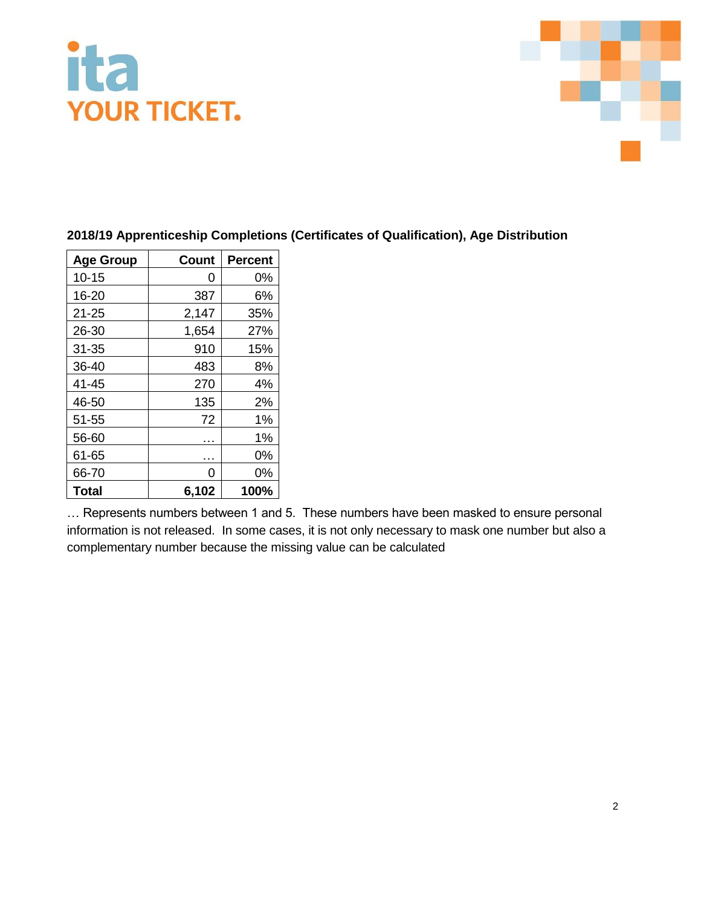ita
YOUR TICKET.

**2018/19 Apprenticeship Completions (Certificates of Qualification), Age Distribution**

| Age Group | Count | Percent |
|---|---|---|
| 10-15 | 0 | 0% |
| 16-20 | 387 | 6% |
| 21-25 | 2,147 | 35% |
| 26-30 | 1,654 | 27% |
| 31-35 | 910 | 15% |
| 36-40 | 483 | 8% |
| 41-45 | 270 | 4% |
| 46-50 | 135 | 2% |
| 51-55 | 72 | 1% |
| 56-60 | … | 1% |
| 61-65 | … | 0% |
| 66-70 | 0 | 0% |
| **Total** | **6,102** | **100%** |

… Represents numbers between 1 and 5. These numbers have been masked to ensure personal information is not released. In some cases, it is not only necessary to mask one number but also a complementary number because the missing value can be calculated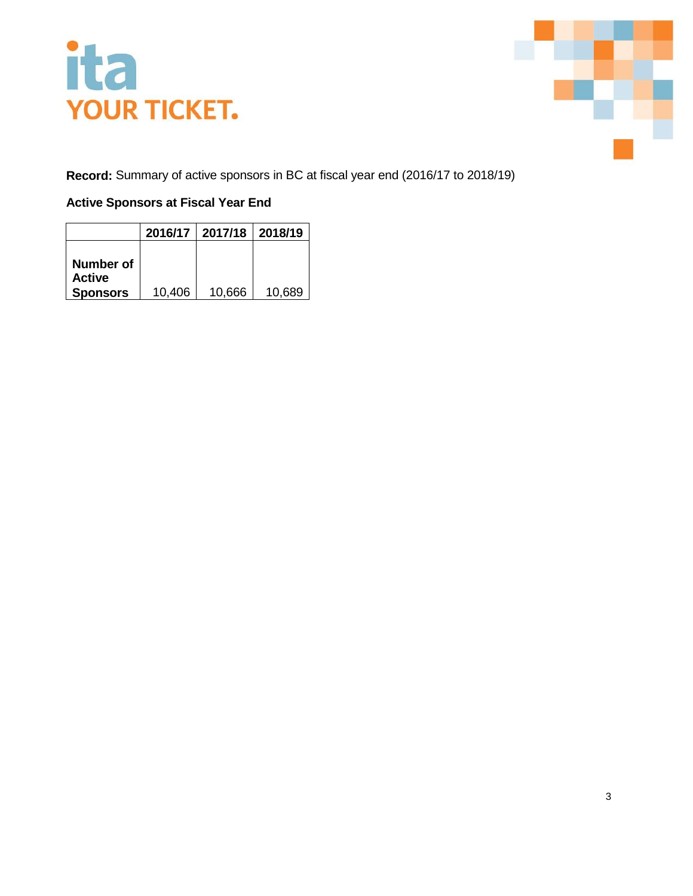**Record:** Summary of active sponsors in BC at fiscal year end (2016/17 to 2018/19)

**Active Sponsors at Fiscal Year End**

| | 2016/17 | 2017/18 | 2018/19 |
|---|---|---|---|
| **Number of Active Sponsors** | 10,406 | 10,666 | 10,689 |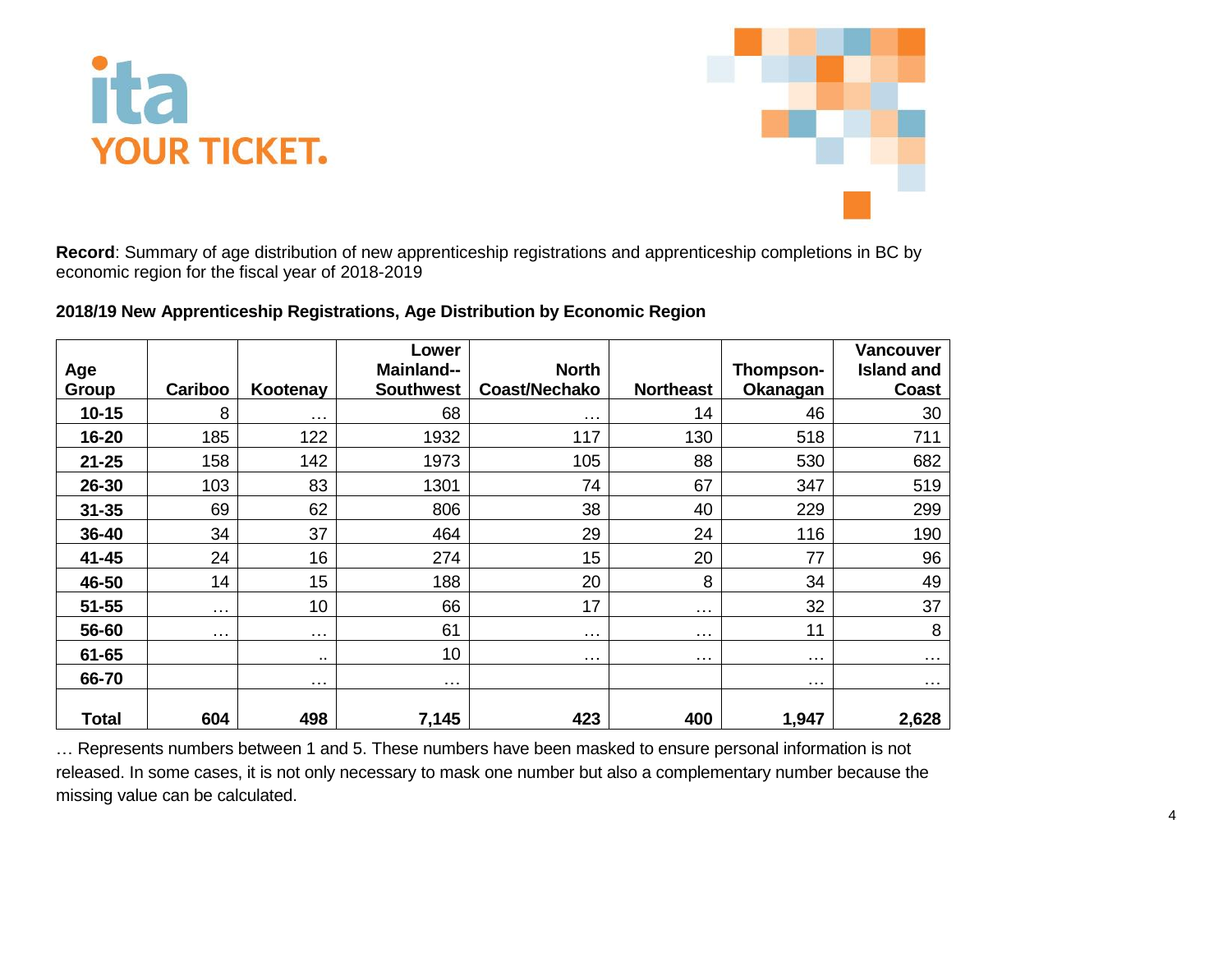**Record**: Summary of age distribution of new apprenticeship registrations and apprenticeship completions in BC by economic region for the fiscal year of 2018-2019

**2018/19 New Apprenticeship Registrations, Age Distribution by Economic Region**

| Age Group | Cariboo | Kootenay | Lower Mainland--Southwest | North Coast/Nechako | Northeast | Thompson-Okanagan | Vancouver Island and Coast |
|---|---|---|---|---|---|---|---|
| 10-15 | 8 | … | 68 | … | 14 | 46 | 30 |
| 16-20 | 185 | 122 | 1932 | 117 | 130 | 518 | 711 |
| 21-25 | 158 | 142 | 1973 | 105 | 88 | 530 | 682 |
| 26-30 | 103 | 83 | 1301 | 74 | 67 | 347 | 519 |
| 31-35 | 69 | 62 | 806 | 38 | 40 | 229 | 299 |
| 36-40 | 34 | 37 | 464 | 29 | 24 | 116 | 190 |
| 41-45 | 24 | 16 | 274 | 15 | 20 | 77 | 96 |
| 46-50 | 14 | 15 | 188 | 20 | 8 | 34 | 49 |
| 51-55 | … | 10 | 66 | 17 | … | 32 | 37 |
| 56-60 | … | … | 61 | … | … | 11 | 8 |
| 61-65 | | .. | 10 | … | … | … | … |
| 66-70 | | … | … | | | … | … |
| **Total** | **604** | **498** | **7,145** | **423** | **400** | **1,947** | **2,628** |

… Represents numbers between 1 and 5. These numbers have been masked to ensure personal information is not released. In some cases, it is not only necessary to mask one number but also a complementary number because the missing value can be calculated.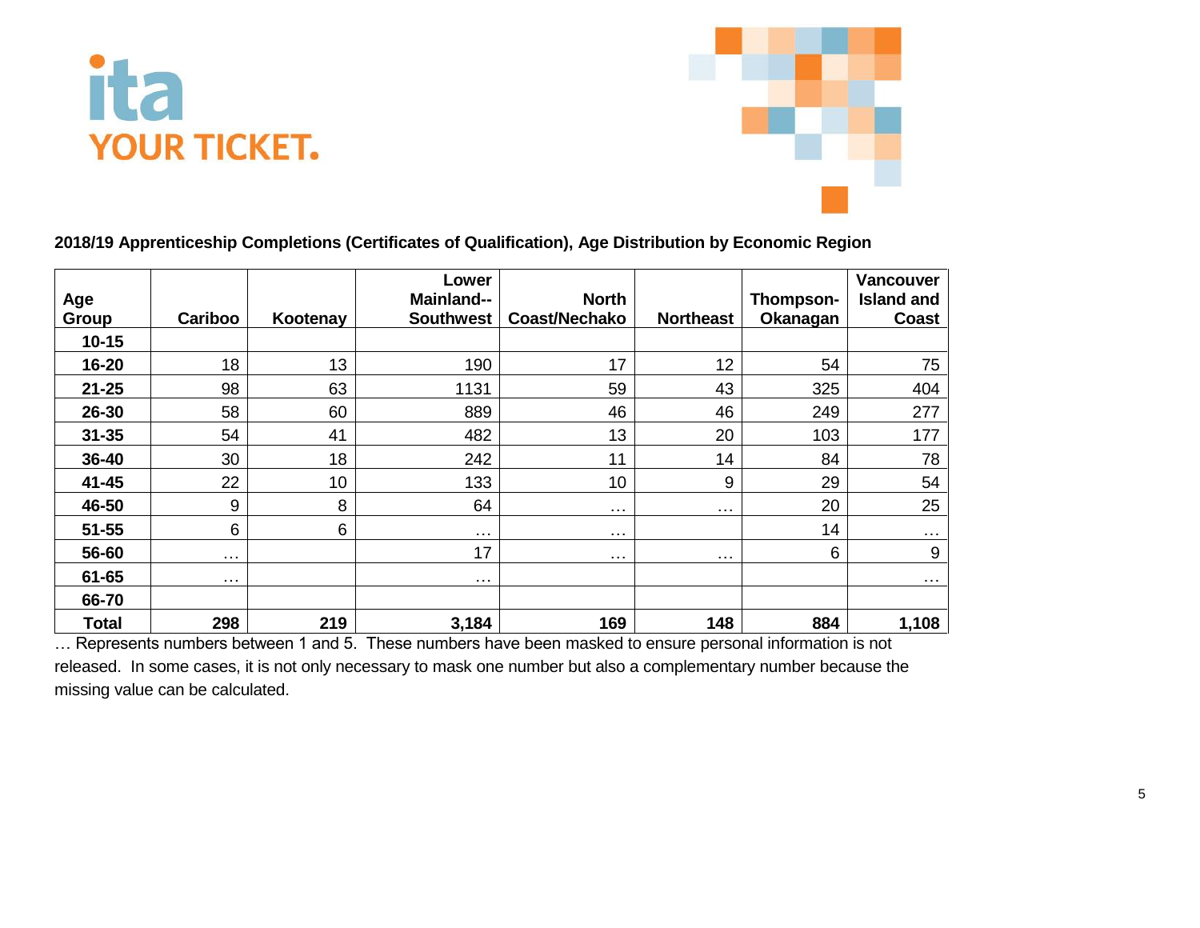ita
YOUR TICKET.

**2018/19 Apprenticeship Completions (Certificates of Qualification), Age Distribution by Economic Region**

| Age Group | Cariboo | Kootenay | Lower Mainland--Southwest | North Coast/Nechako | Northeast | Thompson-Okanagan | Vancouver Island and Coast |
|---|---|---|---|---|---|---|---|
| **10-15** | | | | | | | |
| **16-20** | 18 | 13 | 190 | 17 | 12 | 54 | 75 |
| **21-25** | 98 | 63 | 1131 | 59 | 43 | 325 | 404 |
| **26-30** | 58 | 60 | 889 | 46 | 46 | 249 | 277 |
| **31-35** | 54 | 41 | 482 | 13 | 20 | 103 | 177 |
| **36-40** | 30 | 18 | 242 | 11 | 14 | 84 | 78 |
| **41-45** | 22 | 10 | 133 | 10 | 9 | 29 | 54 |
| **46-50** | 9 | 8 | 64 | … | … | 20 | 25 |
| **51-55** | 6 | 6 | … | … | | 14 | … |
| **56-60** | … | | 17 | … | … | 6 | 9 |
| **61-65** | … | | … | | | | … |
| **66-70** | | | | | | | |
| **Total** | **298** | **219** | **3,184** | **169** | **148** | **884** | **1,108** |

… Represents numbers between 1 and 5. These numbers have been masked to ensure personal information is not released. In some cases, it is not only necessary to mask one number but also a complementary number because the missing value can be calculated.